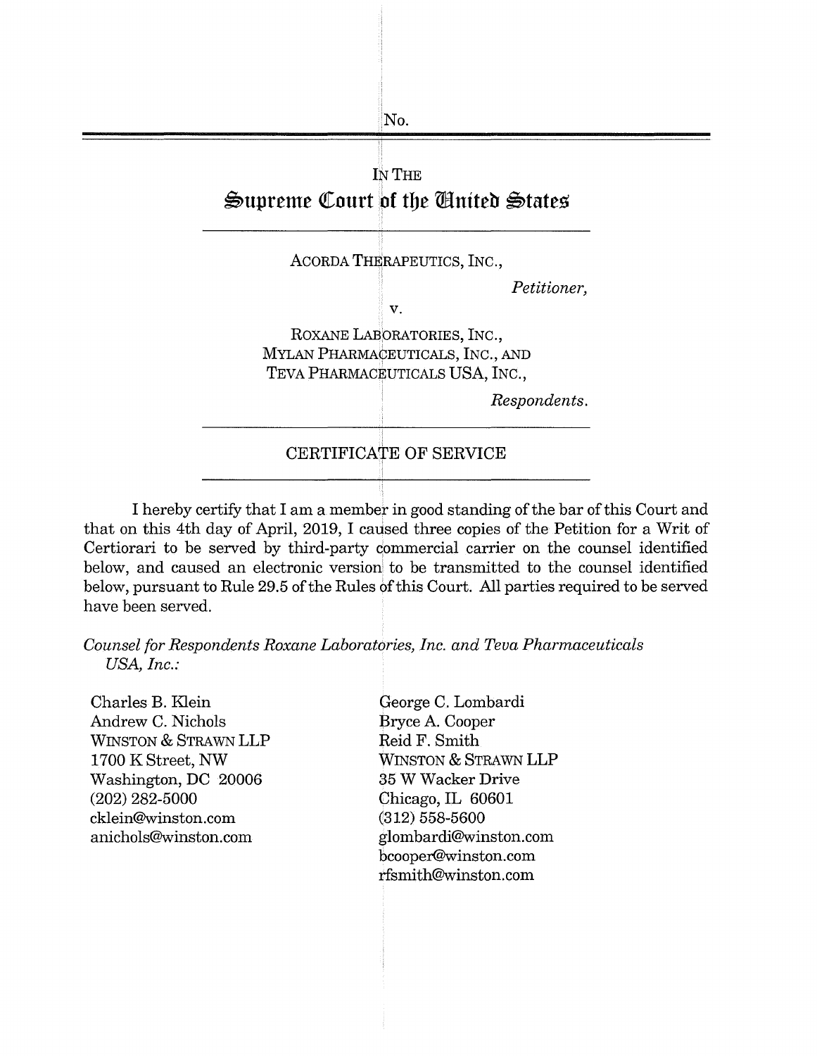No.

IN THE

# Supreme Court of the United States

ACORDA THERAPEUTICS, INC.,

*Petitioner,*

v.

ROXANE LABORATORIES, INC.,
MYLAN PHARMACEUTICALS, INC., AND
TEVA PHARMACEUTICALS USA, INC.,

*Respondents.*

## CERTIFICATE OF SERVICE

I hereby certify that I am a member in good standing of the bar of this Court and that on this 4th day of April, 2019, I caused three copies of the Petition for a Writ of Certiorari to be served by third-party commercial carrier on the counsel identified below, and caused an electronic version to be transmitted to the counsel identified below, pursuant to Rule 29.5 of the Rules of this Court. All parties required to be served have been served.

*Counsel for Respondents Roxane Laboratories, Inc. and Teva Pharmaceuticals USA, Inc.:*

Charles B. Klein
Andrew C. Nichols
WINSTON & STRAWN LLP
1700 K Street, NW
Washington, DC 20006
(202) 282-5000
cklein@winston.com
anichols@winston.com

George C. Lombardi
Bryce A. Cooper
Reid F. Smith
WINSTON & STRAWN LLP
35 W Wacker Drive
Chicago, IL 60601
(312) 558-5600
glombardi@winston.com
bcooper@winston.com
rfsmith@winston.com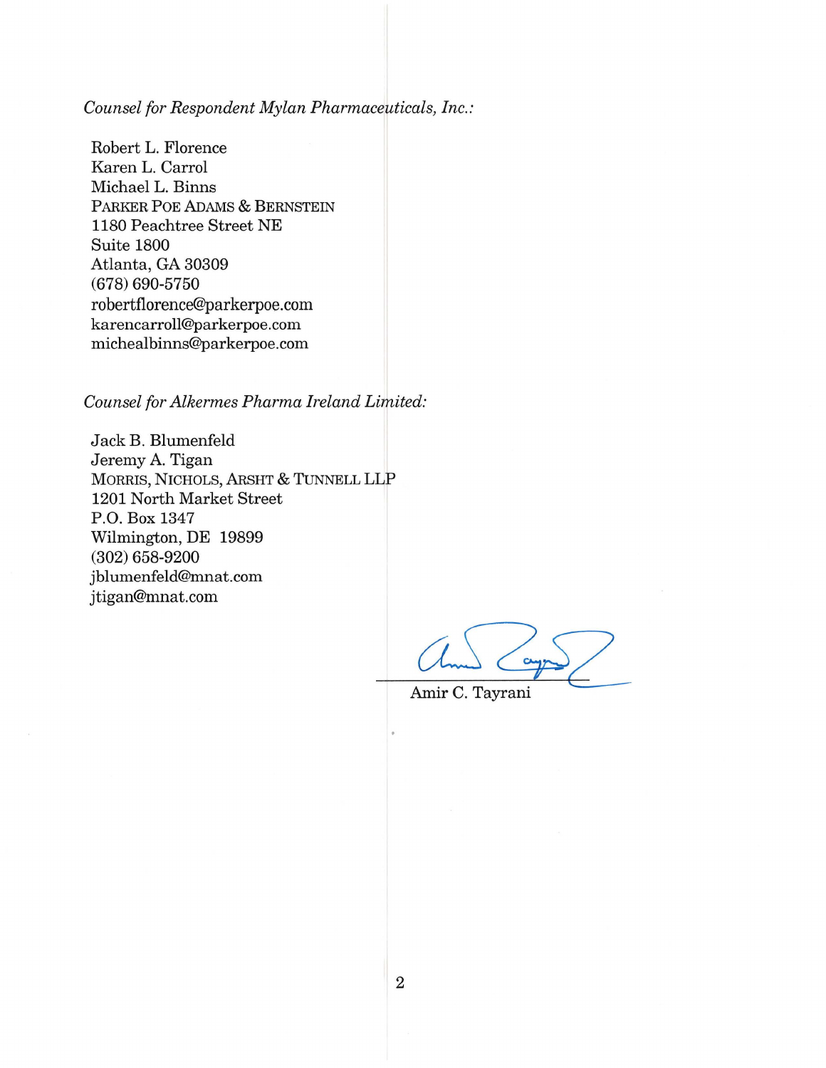*Counsel for Respondent Mylan Pharmaceuticals, Inc.:*

Robert L. Florence
Karen L. Carrol
Michael L. Binns
PARKER POE ADAMS & BERNSTEIN
1180 Peachtree Street NE
Suite 1800
Atlanta, GA 30309
(678) 690-5750
robertflorence@parkerpoe.com
karencarroll@parkerpoe.com
michealbinns@parkerpoe.com

*Counsel for Alkermes Pharma Ireland Limited:*

Jack B. Blumenfeld
Jeremy A. Tigan
MORRIS, NICHOLS, ARSHT & TUNNELL LLP
1201 North Market Street
P.O. Box 1347
Wilmington, DE 19899
(302) 658-9200
jblumenfeld@mnat.com
jtigan@mnat.com

Amir C. Tayrani